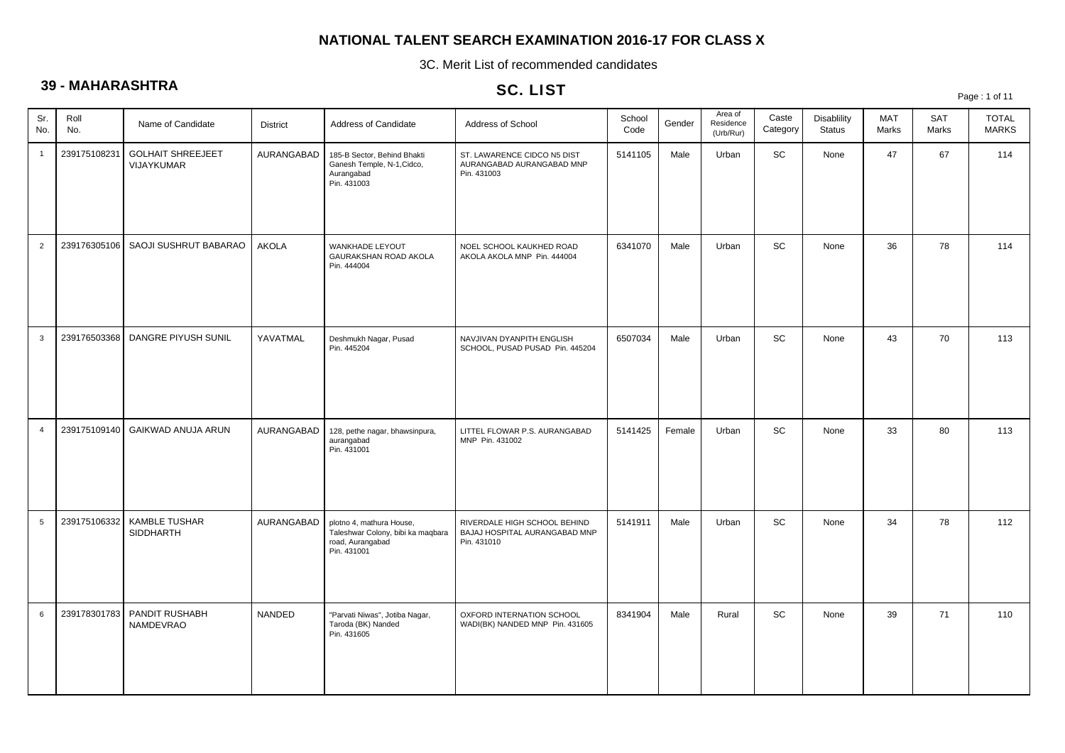# NATIONAL TALENT SEARCH EXAMINATION 2016-17 FOR CLASS X

3C. Merit List of recommended candidates

## 39 - MAHARASHTRA

## SC. LIST

| Sr. No. | Roll No. | Name of Candidate | District | Address of Candidate | Address of School | School Code | Gender | Area of Residence (Urb/Rur) | Caste Category | Disablility Status | MAT Marks | SAT Marks | TOTAL MARKS |
|---|---|---|---|---|---|---|---|---|---|---|---|---|---|
| 1 | 239175108231 | GOLHAIT SHREEJEET VIJAYKUMAR | AURANGABAD | 185-B Sector, Behind Bhakti Ganesh Temple, N-1,Cidco, Aurangabad Pin. 431003 | ST. LAWARENCE CIDCO N5 DIST AURANGABAD AURANGABAD MNP Pin. 431003 | 5141105 | Male | Urban | SC | None | 47 | 67 | 114 |
| 2 | 239176305106 | SAOJI SUSHRUT BABARAO | AKOLA | WANKHADE LEYOUT GAURAKSHAN ROAD AKOLA Pin. 444004 | NOEL SCHOOL KAUKHED ROAD AKOLA AKOLA MNP Pin. 444004 | 6341070 | Male | Urban | SC | None | 36 | 78 | 114 |
| 3 | 239176503368 | DANGRE PIYUSH SUNIL | YAVATMAL | Deshmukh Nagar, Pusad Pin. 445204 | NAVJIVAN DYANPITH ENGLISH SCHOOL, PUSAD PUSAD Pin. 445204 | 6507034 | Male | Urban | SC | None | 43 | 70 | 113 |
| 4 | 239175109140 | GAIKWAD ANUJA ARUN | AURANGABAD | 128, pethe nagar, bhawsinpura, aurangabad Pin. 431001 | LITTEL FLOWAR P.S. AURANGABAD MNP Pin. 431002 | 5141425 | Female | Urban | SC | None | 33 | 80 | 113 |
| 5 | 239175106332 | KAMBLE TUSHAR SIDDHARTH | AURANGABAD | plotno 4, mathura House, Taleshwar Colony, bibi ka maqbara road, Aurangabad Pin. 431001 | RIVERDALE HIGH SCHOOL BEHIND BAJAJ HOSPITAL AURANGABAD MNP Pin. 431010 | 5141911 | Male | Urban | SC | None | 34 | 78 | 112 |
| 6 | 239178301783 | PANDIT RUSHABH NAMDEVRAO | NANDED | "Parvati Niwas", Jotiba Nagar, Taroda (BK) Nanded Pin. 431605 | OXFORD INTERNATION SCHOOL WADI(BK) NANDED MNP Pin. 431605 | 8341904 | Male | Rural | SC | None | 39 | 71 | 110 |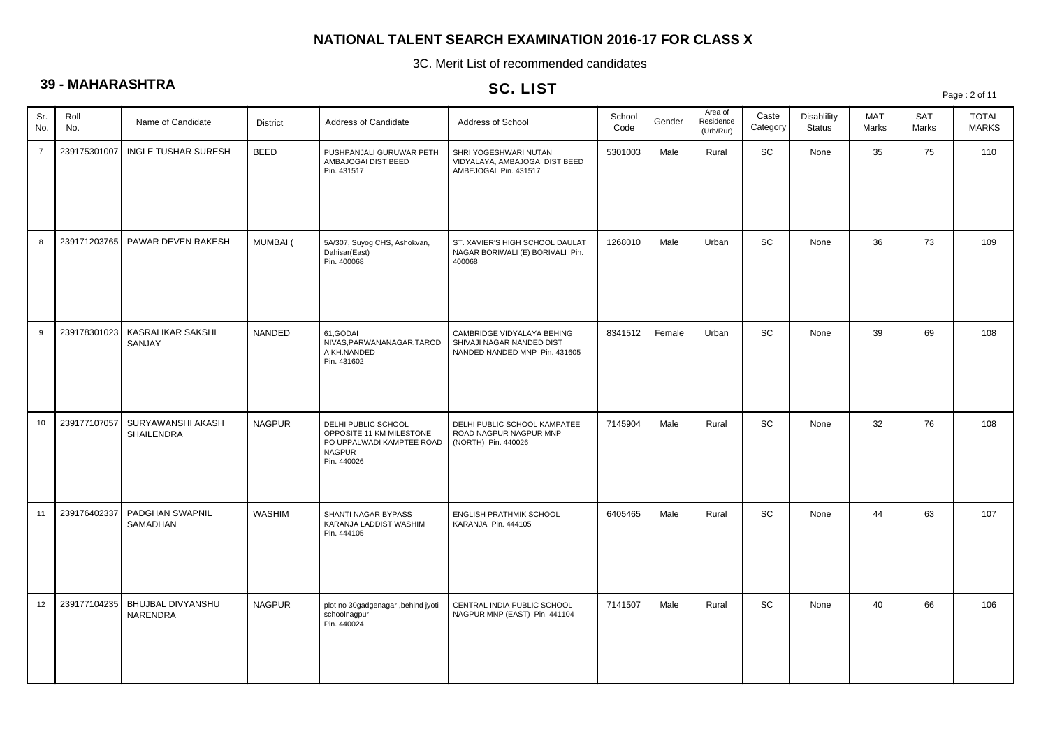# NATIONAL TALENT SEARCH EXAMINATION 2016-17 FOR CLASS X

3C. Merit List of recommended candidates

## 39 - MAHARASHTRA

## SC. LIST

| Sr. No. | Roll No. | Name of Candidate | District | Address of Candidate | Address of School | School Code | Gender | Area of Residence (Urb/Rur) | Caste Category | Disablility Status | MAT Marks | SAT Marks | TOTAL MARKS |
|---|---|---|---|---|---|---|---|---|---|---|---|---|---|
| 7 | 239175301007 | INGLE TUSHAR SURESH | BEED | PUSHPANJALI GURUWAR PETH AMBAJOGAI DIST BEED Pin. 431517 | SHRI YOGESHWARI NUTAN VIDYALAYA, AMBAJOGAI DIST BEED AMBEJOGAI Pin. 431517 | 5301003 | Male | Rural | SC | None | 35 | 75 | 110 |
| 8 | 239171203765 | PAWAR DEVEN RAKESH | MUMBAI ( | 5A/307, Suyog CHS, Ashokvan, Dahisar(East) Pin. 400068 | ST. XAVIER'S HIGH SCHOOL DAULAT NAGAR BORIWALI (E) BORIVALI Pin. 400068 | 1268010 | Male | Urban | SC | None | 36 | 73 | 109 |
| 9 | 239178301023 | KASRALIKAR SAKSHI SANJAY | NANDED | 61,GODAI NIVAS,PARWANANAGAR,TAROD A KH.NANDED Pin. 431602 | CAMBRIDGE VIDYALAYA BEHING SHIVAJI NAGAR NANDED DIST NANDED NANDED MNP Pin. 431605 | 8341512 | Female | Urban | SC | None | 39 | 69 | 108 |
| 10 | 239177107057 | SURYAWANSHI AKASH SHAILENDRA | NAGPUR | DELHI PUBLIC SCHOOL OPPOSITE 11 KM MILESTONE PO UPPALWADI KAMPTEE ROAD NAGPUR Pin. 440026 | DELHI PUBLIC SCHOOL KAMPATEE ROAD NAGPUR NAGPUR MNP (NORTH) Pin. 440026 | 7145904 | Male | Rural | SC | None | 32 | 76 | 108 |
| 11 | 239176402337 | PADGHAN SWAPNIL SAMADHAN | WASHIM | SHANTI NAGAR BYPASS KARANJA LADDIST WASHIM Pin. 444105 | ENGLISH PRATHMIK SCHOOL KARANJA Pin. 444105 | 6405465 | Male | Rural | SC | None | 44 | 63 | 107 |
| 12 | 239177104235 | BHUJBAL DIVYANSHU NARENDRA | NAGPUR | plot no 30gadgenagar ,behind jyoti schoolnagpur Pin. 440024 | CENTRAL INDIA PUBLIC SCHOOL NAGPUR MNP (EAST) Pin. 441104 | 7141507 | Male | Rural | SC | None | 40 | 66 | 106 |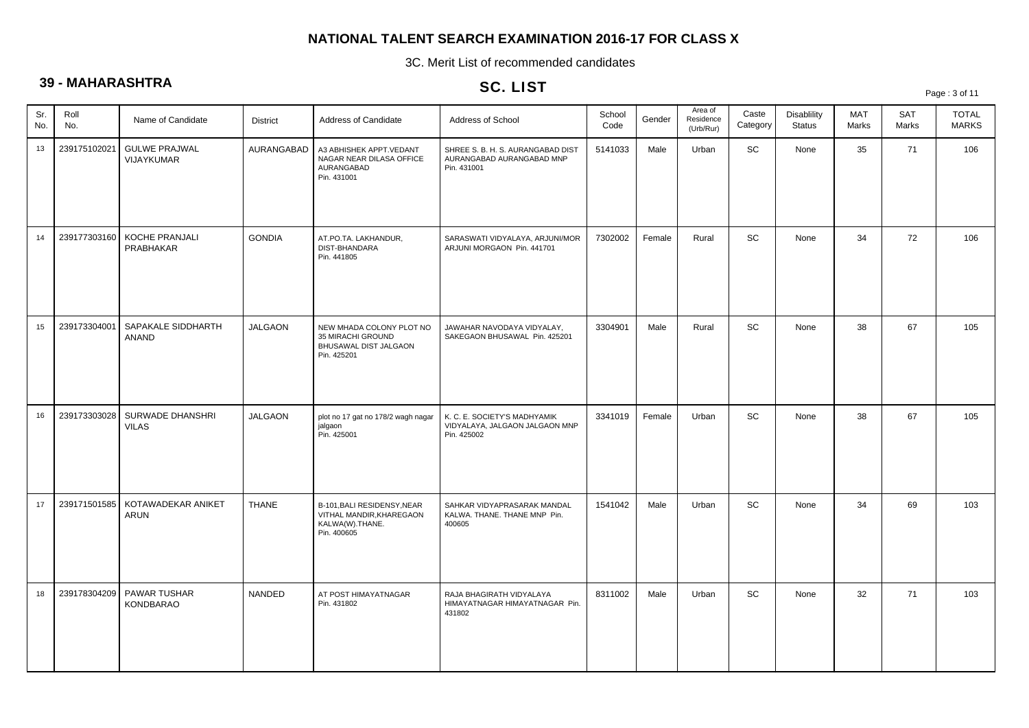# NATIONAL TALENT SEARCH EXAMINATION 2016-17 FOR CLASS X

3C. Merit List of recommended candidates

## 39 - MAHARASHTRA

## SC. LIST

| Sr. No. | Roll No. | Name of Candidate | District | Address of Candidate | Address of School | School Code | Gender | Area of Residence (Urb/Rur) | Caste Category | Disablility Status | MAT Marks | SAT Marks | TOTAL MARKS |
|---|---|---|---|---|---|---|---|---|---|---|---|---|---|
| 13 | 239175102021 | GULWE PRAJWAL VIJAYKUMAR | AURANGABAD | A3 ABHISHEK APPT.VEDANT NAGAR NEAR DILASA OFFICE AURANGABAD Pin. 431001 | SHREE S. B. H. S. AURANGABAD DIST AURANGABAD AURANGABAD MNP Pin. 431001 | 5141033 | Male | Urban | SC | None | 35 | 71 | 106 |
| 14 | 239177303160 | KOCHE PRANJALI PRABHAKAR | GONDIA | AT.PO.TA. LAKHANDUR, DIST-BHANDARA Pin. 441805 | SARASWATI VIDYALAYA, ARJUNI/MOR ARJUNI MORGAON Pin. 441701 | 7302002 | Female | Rural | SC | None | 34 | 72 | 106 |
| 15 | 239173304001 | SAPAKALE SIDDHARTH ANAND | JALGAON | NEW MHADA COLONY PLOT NO 35 MIRACHI GROUND BHUSAWAL DIST JALGAON Pin. 425201 | JAWAHAR NAVODAYA VIDYALAY, SAKEGAON BHUSAWAL Pin. 425201 | 3304901 | Male | Rural | SC | None | 38 | 67 | 105 |
| 16 | 239173303028 | SURWADE DHANSHRI VILAS | JALGAON | plot no 17 gat no 178/2 wagh nagar jalgaon Pin. 425001 | K. C. E. SOCIETY'S MADHYAMIK VIDYALAYA, JALGAON JALGAON MNP Pin. 425002 | 3341019 | Female | Urban | SC | None | 38 | 67 | 105 |
| 17 | 239171501585 | KOTAWADEKAR ANIKET ARUN | THANE | B-101,BALI RESIDENSY,NEAR VITHAL MANDIR,KHAREGAON KALWA(W).THANE. Pin. 400605 | SAHKAR VIDYAPRASARAK MANDAL KALWA. THANE. THANE MNP Pin. 400605 | 1541042 | Male | Urban | SC | None | 34 | 69 | 103 |
| 18 | 239178304209 | PAWAR TUSHAR KONDBARAO | NANDED | AT POST HIMAYATNAGAR Pin. 431802 | RAJA BHAGIRATH VIDYALAYA HIMAYATNAGAR HIMAYATNAGAR Pin. 431802 | 8311002 | Male | Urban | SC | None | 32 | 71 | 103 |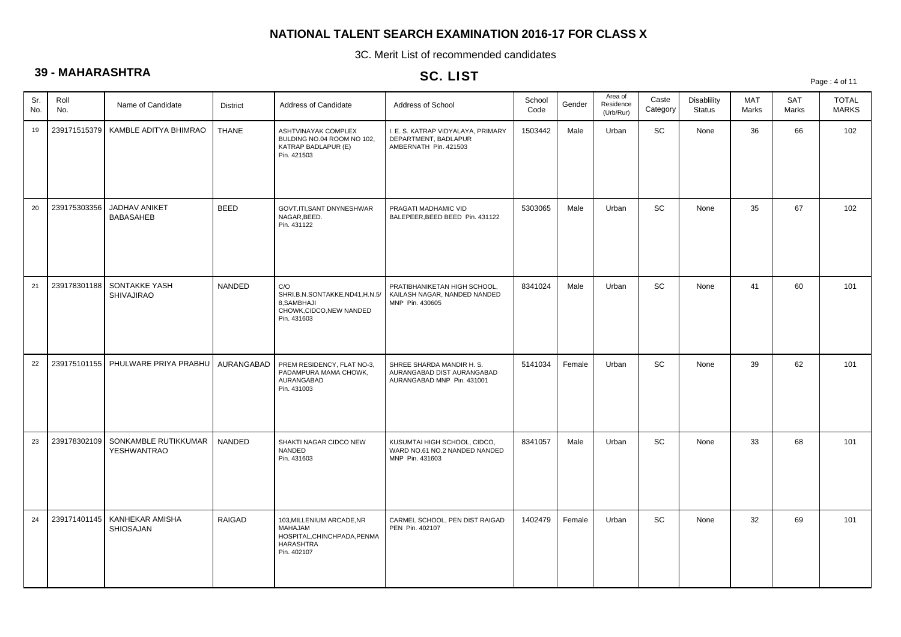# NATIONAL TALENT SEARCH EXAMINATION 2016-17 FOR CLASS X

3C. Merit List of recommended candidates

## 39 - MAHARASHTRA

## SC. LIST

| Sr. No. | Roll No. | Name of Candidate | District | Address of Candidate | Address of School | School Code | Gender | Area of Residence (Urb/Rur) | Caste Category | Disablility Status | MAT Marks | SAT Marks | TOTAL MARKS |
|---|---|---|---|---|---|---|---|---|---|---|---|---|---|
| 19 | 239171515379 | KAMBLE ADITYA BHIMRAO | THANE | ASHTVINAYAK COMPLEX BULDING NO.04 ROOM NO 102, KATRAP BADLAPUR (E) Pin. 421503 | I. E. S. KATRAP VIDYALAYA, PRIMARY DEPARTMENT, BADLAPUR AMBERNATH Pin. 421503 | 1503442 | Male | Urban | SC | None | 36 | 66 | 102 |
| 20 | 239175303356 | JADHAV ANIKET BABASAHEB | BEED | GOVT.ITI,SANT DNYNESHWAR NAGAR,BEED. Pin. 431122 | PRAGATI MADHAMIC VID BALEPEER,BEED BEED Pin. 431122 | 5303065 | Male | Urban | SC | None | 35 | 67 | 102 |
| 21 | 239178301188 | SONTAKKE YASH SHIVAJIRAO | NANDED | C/O SHRI.B.N.SONTAKKE,ND41,H.N.5/8,SAMBHAJI CHOWK,CIDCO,NEW NANDED Pin. 431603 | PRATIBHANIKETAN HIGH SCHOOL, KAILASH NAGAR, NANDED NANDED MNP Pin. 430605 | 8341024 | Male | Urban | SC | None | 41 | 60 | 101 |
| 22 | 239175101155 | PHULWARE PRIYA PRABHU | AURANGABAD | PREM RESIDENCY, FLAT NO-3, PADAMPURA MAMA CHOWK, AURANGABAD Pin. 431003 | SHREE SHARDA MANDIR H. S. AURANGABAD DIST AURANGABAD AURANGABAD MNP Pin. 431001 | 5141034 | Female | Urban | SC | None | 39 | 62 | 101 |
| 23 | 239178302109 | SONKAMBLE RUTIKKUMAR YESHWANTRAO | NANDED | SHAKTI NAGAR CIDCO NEW NANDED Pin. 431603 | KUSUMTAI HIGH SCHOOL, CIDCO, WARD NO.61 NO.2 NANDED NANDED MNP Pin. 431603 | 8341057 | Male | Urban | SC | None | 33 | 68 | 101 |
| 24 | 239171401145 | KANHEKAR AMISHA SHIOSAJAN | RAIGAD | 103,MILLENIUM ARCADE,NR MAHAJAM HOSPITAL,CHINCHPADA,PENMAHARASHTRA Pin. 402107 | CARMEL SCHOOL, PEN DIST RAIGAD PEN Pin. 402107 | 1402479 | Female | Urban | SC | None | 32 | 69 | 101 |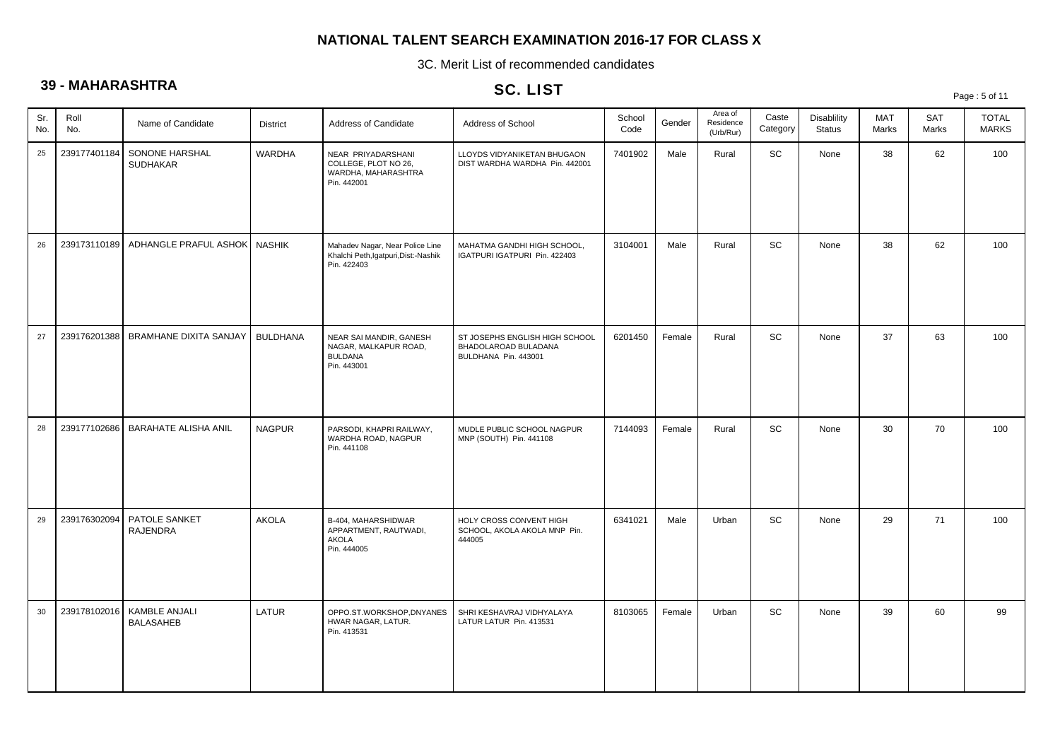# NATIONAL TALENT SEARCH EXAMINATION 2016-17 FOR CLASS X

3C. Merit List of recommended candidates

## 39 - MAHARASHTRA

## SC. LIST

| Sr. No. | Roll No. | Name of Candidate | District | Address of Candidate | Address of School | School Code | Gender | Area of Residence (Urb/Rur) | Caste Category | Disablility Status | MAT Marks | SAT Marks | TOTAL MARKS |
|---|---|---|---|---|---|---|---|---|---|---|---|---|---|
| 25 | 239177401184 | SONONE HARSHAL SUDHAKAR | WARDHA | NEAR PRIYADARSHANI COLLEGE, PLOT NO 26, WARDHA, MAHARASHTRA Pin. 442001 | LLOYDS VIDYANIKETAN BHUGAON DIST WARDHA WARDHA Pin. 442001 | 7401902 | Male | Rural | SC | None | 38 | 62 | 100 |
| 26 | 239173110189 | ADHANGLE PRAFUL ASHOK | NASHIK | Mahadev Nagar, Near Police Line Khalchi Peth,Igatpuri,Dist:-Nashik Pin. 422403 | MAHATMA GANDHI HIGH SCHOOL, IGATPURI IGATPURI Pin. 422403 | 3104001 | Male | Rural | SC | None | 38 | 62 | 100 |
| 27 | 239176201388 | BRAMHANE DIXITA SANJAY | BULDHANA | NEAR SAI MANDIR, GANESH NAGAR, MALKAPUR ROAD, BULDANA Pin. 443001 | ST JOSEPHS ENGLISH HIGH SCHOOL BHADOLAROAD BULADANA BULDHANA Pin. 443001 | 6201450 | Female | Rural | SC | None | 37 | 63 | 100 |
| 28 | 239177102686 | BARAHATE ALISHA ANIL | NAGPUR | PARSODI, KHAPRI RAILWAY, WARDHA ROAD, NAGPUR Pin. 441108 | MUDLE PUBLIC SCHOOL NAGPUR MNP (SOUTH) Pin. 441108 | 7144093 | Female | Rural | SC | None | 30 | 70 | 100 |
| 29 | 239176302094 | PATOLE SANKET RAJENDRA | AKOLA | B-404, MAHARSHIDWAR APPARTMENT, RAUTWADI, AKOLA Pin. 444005 | HOLY CROSS CONVENT HIGH SCHOOL, AKOLA AKOLA MNP Pin. 444005 | 6341021 | Male | Urban | SC | None | 29 | 71 | 100 |
| 30 | 239178102016 | KAMBLE ANJALI BALASAHEB | LATUR | OPPO.ST.WORKSHOP,DNYANES HWAR NAGAR, LATUR. Pin. 413531 | SHRI KESHAVRAJ VIDHYALAYA LATUR LATUR Pin. 413531 | 8103065 | Female | Urban | SC | None | 39 | 60 | 99 |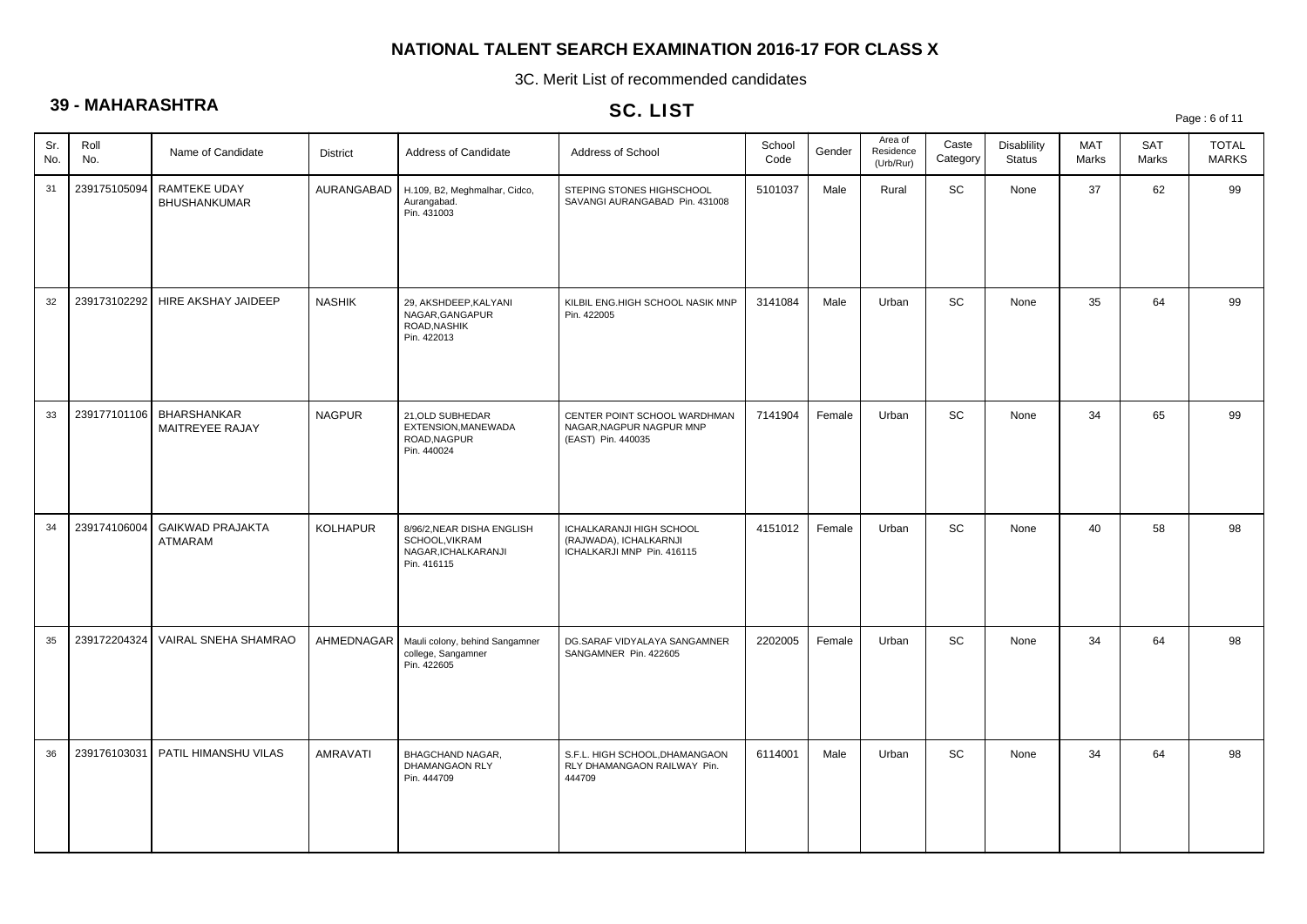# NATIONAL TALENT SEARCH EXAMINATION 2016-17 FOR CLASS X

3C. Merit List of recommended candidates

## 39 - MAHARASHTRA

## SC. LIST

| Sr. No. | Roll No. | Name of Candidate | District | Address of Candidate | Address of School | School Code | Gender | Area of Residence (Urb/Rur) | Caste Category | Disablility Status | MAT Marks | SAT Marks | TOTAL MARKS |
|---|---|---|---|---|---|---|---|---|---|---|---|---|---|
| 31 | 239175105094 | RAMTEKE UDAY BHUSHANKUMAR | AURANGABAD | H.109, B2, Meghmalhar, Cidco, Aurangabad. Pin. 431003 | STEPING STONES HIGHSCHOOL SAVANGI AURANGABAD Pin. 431008 | 5101037 | Male | Rural | SC | None | 37 | 62 | 99 |
| 32 | 239173102292 | HIRE AKSHAY JAIDEEP | NASHIK | 29, AKSHDEEP,KALYANI NAGAR,GANGAPUR ROAD,NASHIK Pin. 422013 | KILBIL ENG.HIGH SCHOOL NASIK MNP Pin. 422005 | 3141084 | Male | Urban | SC | None | 35 | 64 | 99 |
| 33 | 239177101106 | BHARSHANKAR MAITREYEE RAJAY | NAGPUR | 21,OLD SUBHEDAR EXTENSION,MANEWADA ROAD,NAGPUR Pin. 440024 | CENTER POINT SCHOOL WARDHMAN NAGAR,NAGPUR NAGPUR MNP (EAST) Pin. 440035 | 7141904 | Female | Urban | SC | None | 34 | 65 | 99 |
| 34 | 239174106004 | GAIKWAD PRAJAKTA ATMARAM | KOLHAPUR | 8/96/2,NEAR DISHA ENGLISH SCHOOL,VIKRAM NAGAR,ICHALKARANJI Pin. 416115 | ICHALKARANJI HIGH SCHOOL (RAJWADA), ICHALKARNJI ICHALKARJI MNP Pin. 416115 | 4151012 | Female | Urban | SC | None | 40 | 58 | 98 |
| 35 | 239172204324 | VAIRAL SNEHA SHAMRAO | AHMEDNAGAR | Mauli colony, behind Sangamner college, Sangamner Pin. 422605 | DG.SARAF VIDYALAYA SANGAMNER SANGAMNER Pin. 422605 | 2202005 | Female | Urban | SC | None | 34 | 64 | 98 |
| 36 | 239176103031 | PATIL HIMANSHU VILAS | AMRAVATI | BHAGCHAND NAGAR, DHAMANGAON RLY Pin. 444709 | S.F.L. HIGH SCHOOL,DHAMANGAON RLY DHAMANGAON RAILWAY Pin. 444709 | 6114001 | Male | Urban | SC | None | 34 | 64 | 98 |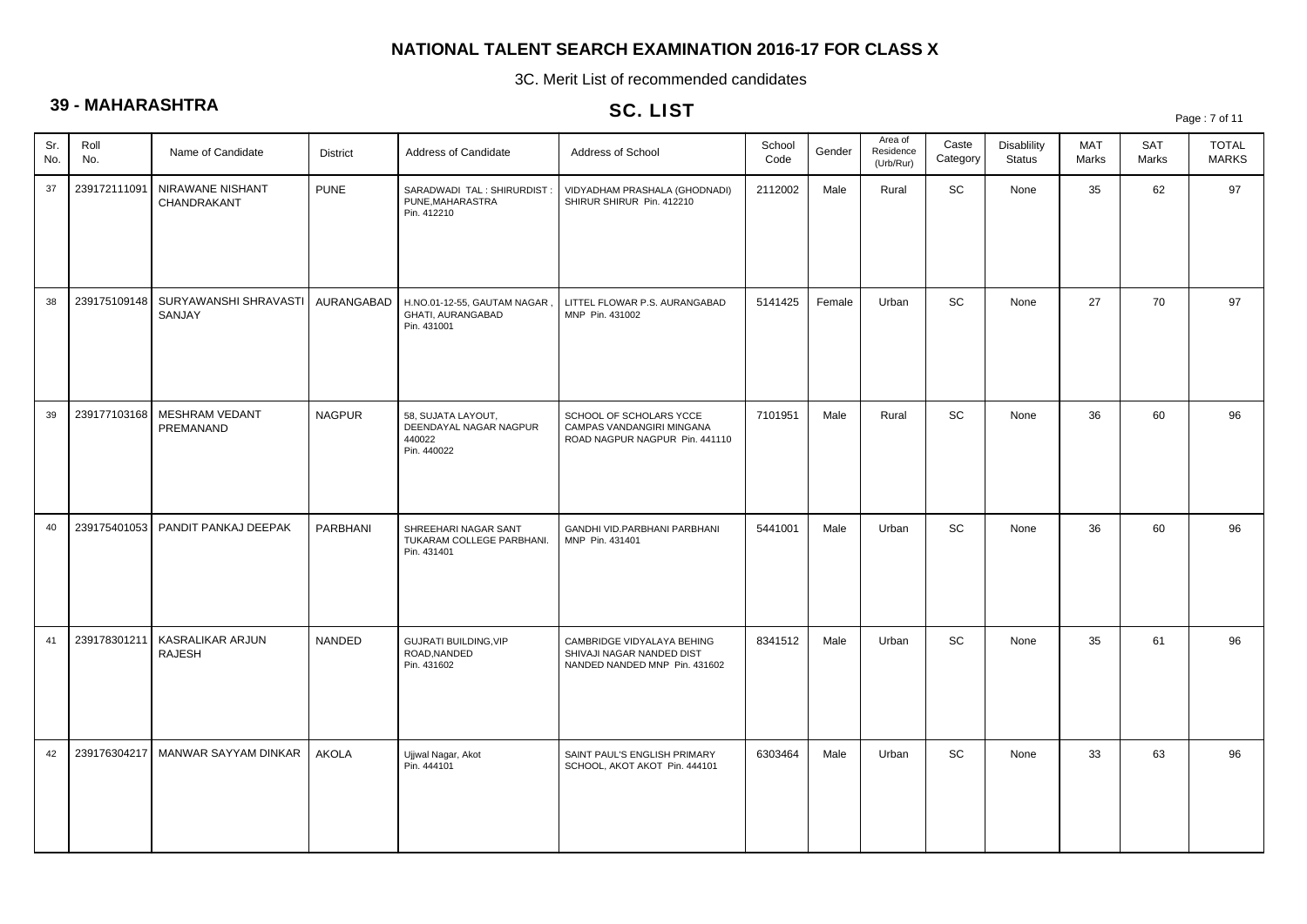# NATIONAL TALENT SEARCH EXAMINATION 2016-17 FOR CLASS X

3C. Merit List of recommended candidates

## 39 - MAHARASHTRA

## SC. LIST

| Sr. No. | Roll No. | Name of Candidate | District | Address of Candidate | Address of School | School Code | Gender | Area of Residence (Urb/Rur) | Caste Category | Disablility Status | MAT Marks | SAT Marks | TOTAL MARKS |
|---|---|---|---|---|---|---|---|---|---|---|---|---|---|
| 37 | 239172111091 | NIRAWANE NISHANT CHANDRAKANT | PUNE | SARADWADI TAL : SHIRURDIST : PUNE,MAHARASTRA Pin. 412210 | VIDYADHAM PRASHALA (GHODNADI) SHIRUR SHIRUR Pin. 412210 | 2112002 | Male | Rural | SC | None | 35 | 62 | 97 |
| 38 | 239175109148 | SURYAWANSHI SHRAVASTI SANJAY | AURANGABAD | H.NO.01-12-55, GAUTAM NAGAR , GHATI, AURANGABAD Pin. 431001 | LITTEL FLOWAR P.S. AURANGABAD MNP Pin. 431002 | 5141425 | Female | Urban | SC | None | 27 | 70 | 97 |
| 39 | 239177103168 | MESHRAM VEDANT PREMANAND | NAGPUR | 58, SUJATA LAYOUT, DEENDAYAL NAGAR NAGPUR 440022 Pin. 440022 | SCHOOL OF SCHOLARS YCCE CAMPAS VANDANGIRI MINGANA ROAD NAGPUR NAGPUR Pin. 441110 | 7101951 | Male | Rural | SC | None | 36 | 60 | 96 |
| 40 | 239175401053 | PANDIT PANKAJ DEEPAK | PARBHANI | SHREEHARI NAGAR SANT TUKARAM COLLEGE PARBHANI. Pin. 431401 | GANDHI VID.PARBHANI PARBHANI MNP Pin. 431401 | 5441001 | Male | Urban | SC | None | 36 | 60 | 96 |
| 41 | 239178301211 | KASRALIKAR ARJUN RAJESH | NANDED | GUJRATI BUILDING,VIP ROAD,NANDED Pin. 431602 | CAMBRIDGE VIDYALAYA BEHING SHIVAJI NAGAR NANDED DIST NANDED NANDED MNP Pin. 431602 | 8341512 | Male | Urban | SC | None | 35 | 61 | 96 |
| 42 | 239176304217 | MANWAR SAYYAM DINKAR | AKOLA | Ujjwal Nagar, Akot Pin. 444101 | SAINT PAUL'S ENGLISH PRIMARY SCHOOL, AKOT AKOT Pin. 444101 | 6303464 | Male | Urban | SC | None | 33 | 63 | 96 |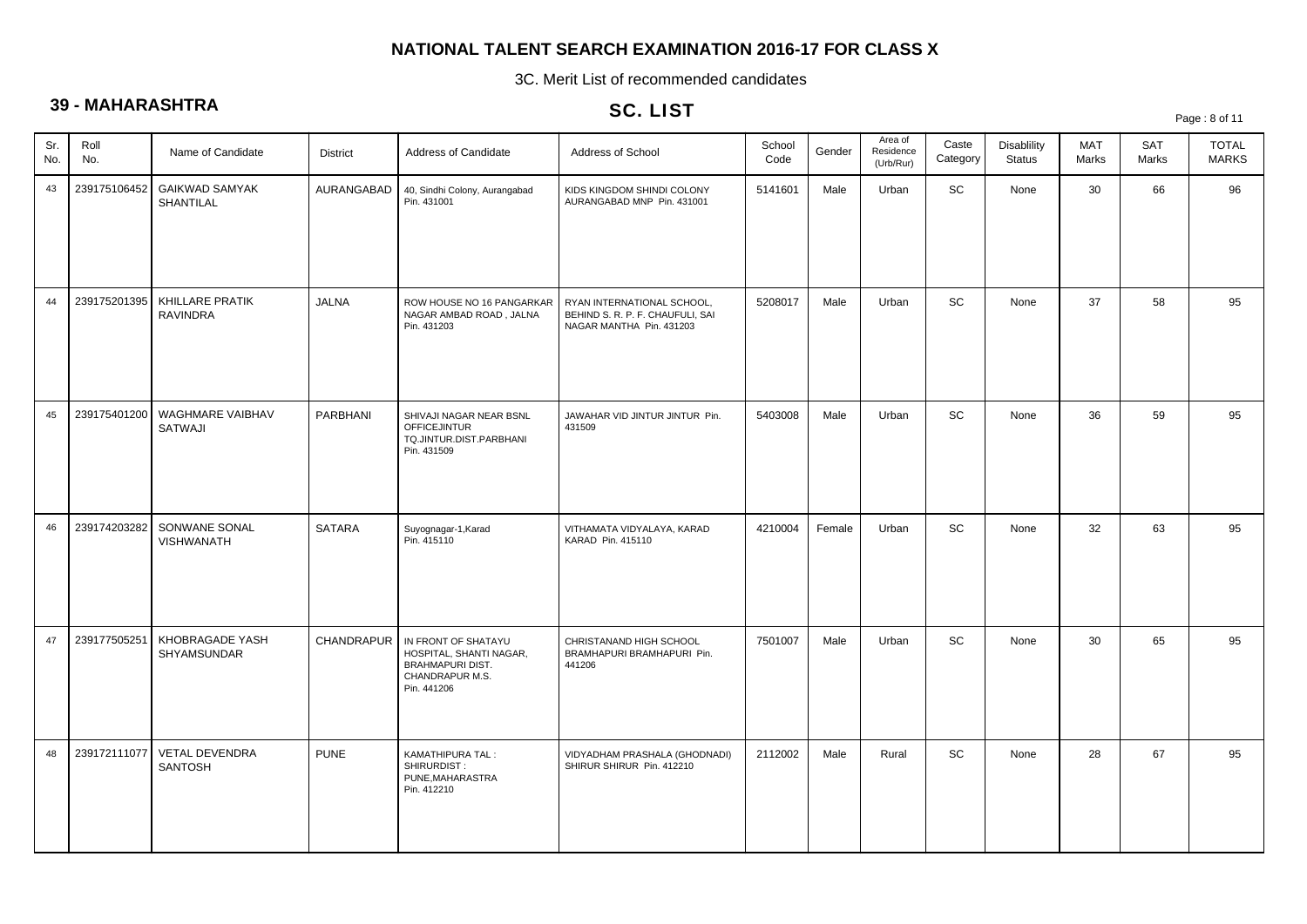## NATIONAL TALENT SEARCH EXAMINATION 2016-17 FOR CLASS X

3C. Merit List of recommended candidates

### 39 - MAHARASHTRA

### SC. LIST

| Sr. No. | Roll No. | Name of Candidate | District | Address of Candidate | Address of School | School Code | Gender | Area of Residence (Urb/Rur) | Caste Category | Disablility Status | MAT Marks | SAT Marks | TOTAL MARKS |
|---|---|---|---|---|---|---|---|---|---|---|---|---|---|
| 43 | 239175106452 | GAIKWAD SAMYAK SHANTILAL | AURANGABAD | 40, Sindhi Colony, Aurangabad Pin. 431001 | KIDS KINGDOM SHINDI COLONY AURANGABAD MNP Pin. 431001 | 5141601 | Male | Urban | SC | None | 30 | 66 | 96 |
| 44 | 239175201395 | KHILLARE PRATIK RAVINDRA | JALNA | ROW HOUSE NO 16 PANGARKAR NAGAR AMBAD ROAD , JALNA Pin. 431203 | RYAN INTERNATIONAL SCHOOL, BEHIND S. R. P. F. CHAUFULI, SAI NAGAR MANTHA Pin. 431203 | 5208017 | Male | Urban | SC | None | 37 | 58 | 95 |
| 45 | 239175401200 | WAGHMARE VAIBHAV SATWAJI | PARBHANI | SHIVAJI NAGAR NEAR BSNL OFFICEJINTUR TQ.JINTUR.DIST.PARBHANI Pin. 431509 | JAWAHAR VID JINTUR JINTUR Pin. 431509 | 5403008 | Male | Urban | SC | None | 36 | 59 | 95 |
| 46 | 239174203282 | SONWANE SONAL VISHWANATH | SATARA | Suyognagar-1,Karad Pin. 415110 | VITHAMATA VIDYALAYA, KARAD KARAD Pin. 415110 | 4210004 | Female | Urban | SC | None | 32 | 63 | 95 |
| 47 | 239177505251 | KHOBRAGADE YASH SHYAMSUNDAR | CHANDRAPUR | IN FRONT OF SHATAYU HOSPITAL, SHANTI NAGAR, BRAHMAPURI DIST. CHANDRAPUR M.S. Pin. 441206 | CHRISTANAND HIGH SCHOOL BRAMHAPURI BRAMHAPURI Pin. 441206 | 7501007 | Male | Urban | SC | None | 30 | 65 | 95 |
| 48 | 239172111077 | VETAL DEVENDRA SANTOSH | PUNE | KAMATHIPURA TAL : SHIRURDIST : PUNE,MAHARASTRA Pin. 412210 | VIDYADHAM PRASHALA (GHODNADI) SHIRUR SHIRUR Pin. 412210 | 2112002 | Male | Rural | SC | None | 28 | 67 | 95 |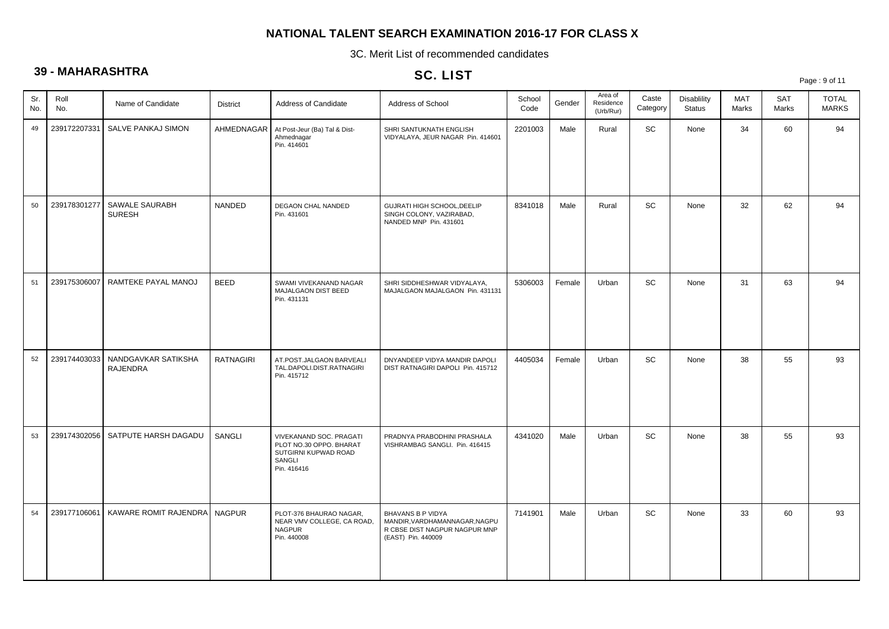# NATIONAL TALENT SEARCH EXAMINATION 2016-17 FOR CLASS X

3C. Merit List of recommended candidates

## 39 - MAHARASHTRA

## SC. LIST

| Sr. No. | Roll No. | Name of Candidate | District | Address of Candidate | Address of School | School Code | Gender | Area of Residence (Urb/Rur) | Caste Category | Disablility Status | MAT Marks | SAT Marks | TOTAL MARKS |
|---|---|---|---|---|---|---|---|---|---|---|---|---|---|
| 49 | 239172207331 | SALVE PANKAJ SIMON | AHMEDNAGAR | At Post-Jeur (Ba) Tal & Dist-Ahmednagar Pin. 414601 | SHRI SANTUKNATH ENGLISH VIDYALAYA, JEUR NAGAR Pin. 414601 | 2201003 | Male | Rural | SC | None | 34 | 60 | 94 |
| 50 | 239178301277 | SAWALE SAURABH SURESH | NANDED | DEGAON CHAL NANDED Pin. 431601 | GUJRATI HIGH SCHOOL,DEELIP SINGH COLONY, VAZIRABAD, NANDED MNP Pin. 431601 | 8341018 | Male | Rural | SC | None | 32 | 62 | 94 |
| 51 | 239175306007 | RAMTEKE PAYAL MANOJ | BEED | SWAMI VIVEKANAND NAGAR MAJALGAON DIST BEED Pin. 431131 | SHRI SIDDHESHWAR VIDYALAYA, MAJALGAON MAJALGAON Pin. 431131 | 5306003 | Female | Urban | SC | None | 31 | 63 | 94 |
| 52 | 239174403033 | NANDGAVKAR SATIKSHA RAJENDRA | RATNAGIRI | AT.POST.JALGAON BARVEALI TAL.DAPOLI.DIST.RATNAGIRI Pin. 415712 | DNYANDEEP VIDYA MANDIR DAPOLI DIST RATNAGIRI DAPOLI Pin. 415712 | 4405034 | Female | Urban | SC | None | 38 | 55 | 93 |
| 53 | 239174302056 | SATPUTE HARSH DAGADU | SANGLI | VIVEKANAND SOC. PRAGATI PLOT NO.30 OPPO. BHARAT SUTGIRNI KUPWAD ROAD SANGLI Pin. 416416 | PRADNYA PRABODHINI PRASHALA VISHRAMBAG SANGLI. Pin. 416415 | 4341020 | Male | Urban | SC | None | 38 | 55 | 93 |
| 54 | 239177106061 | KAWARE ROMIT RAJENDRA | NAGPUR | PLOT-376 BHAURAO NAGAR, NEAR VMV COLLEGE, CA ROAD, NAGPUR Pin. 440008 | BHAVANS B P VIDYA MANDIR,VARDHAMANNAGAR,NAGPUR CBSE DIST NAGPUR NAGPUR MNP (EAST) Pin. 440009 | 7141901 | Male | Urban | SC | None | 33 | 60 | 93 |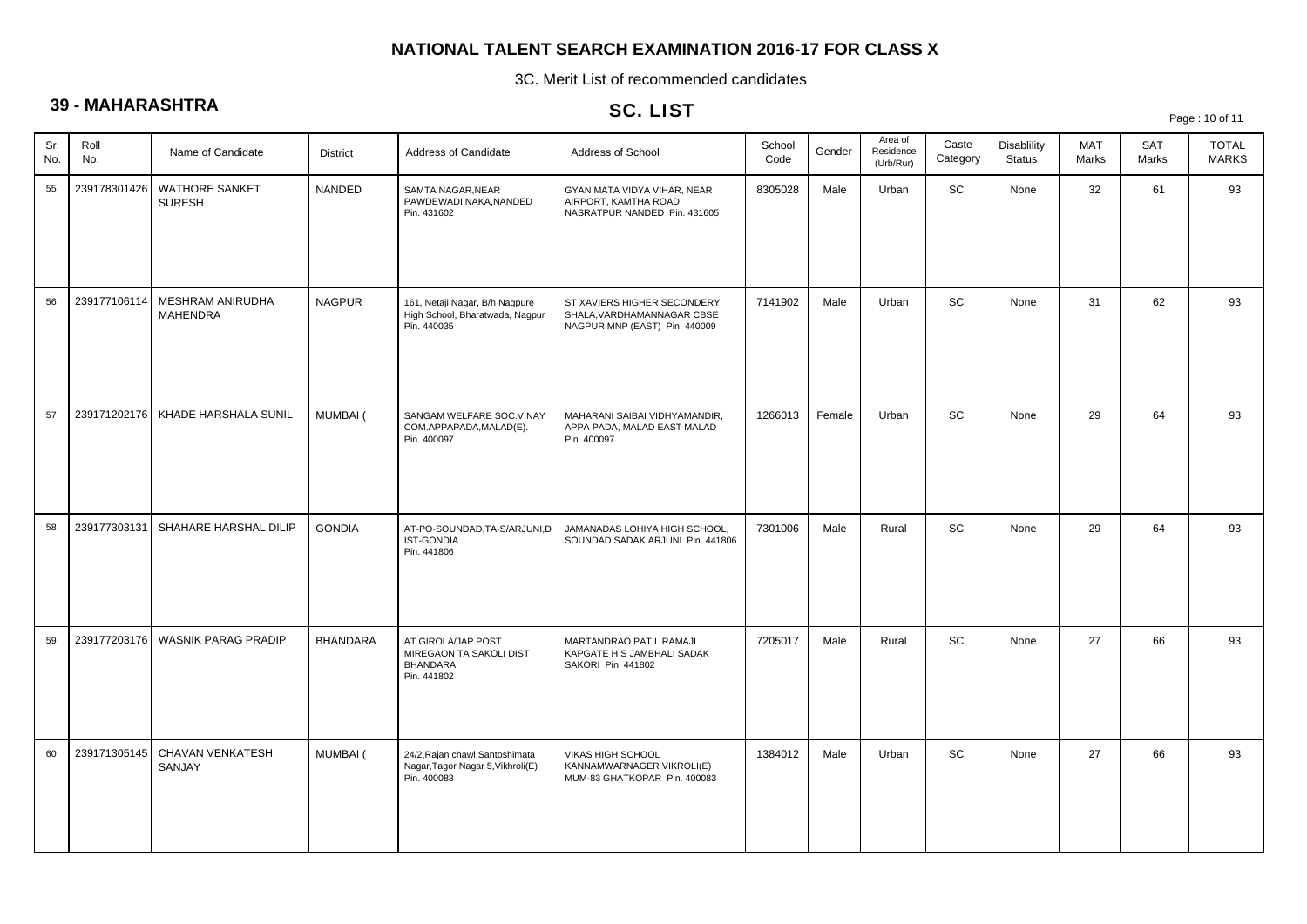## NATIONAL TALENT SEARCH EXAMINATION 2016-17 FOR CLASS X

3C. Merit List of recommended candidates

### 39 - MAHARASHTRA

### SC. LIST

| Sr. No. | Roll No. | Name of Candidate | District | Address of Candidate | Address of School | School Code | Gender | Area of Residence (Urb/Rur) | Caste Category | Disablility Status | MAT Marks | SAT Marks | TOTAL MARKS |
|---|---|---|---|---|---|---|---|---|---|---|---|---|---|
| 55 | 239178301426 | WATHORE SANKET SURESH | NANDED | SAMTA NAGAR,NEAR PAWDEWADI NAKA,NANDED Pin. 431602 | GYAN MATA VIDYA VIHAR, NEAR AIRPORT, KAMTHA ROAD, NASRATPUR NANDED Pin. 431605 | 8305028 | Male | Urban | SC | None | 32 | 61 | 93 |
| 56 | 239177106114 | MESHRAM ANIRUDHA MAHENDRA | NAGPUR | 161, Netaji Nagar, B/h Nagpure High School, Bharatwada, Nagpur Pin. 440035 | ST XAVIERS HIGHER SECONDERY SHALA,VARDHAMANNAGAR CBSE NAGPUR MNP (EAST) Pin. 440009 | 7141902 | Male | Urban | SC | None | 31 | 62 | 93 |
| 57 | 239171202176 | KHADE HARSHALA SUNIL | MUMBAI ( | SANGAM WELFARE SOC.VINAY COM.APPAPADA,MALAD(E). Pin. 400097 | MAHARANI SAIBAI VIDHYAMANDIR, APPA PADA, MALAD EAST MALAD Pin. 400097 | 1266013 | Female | Urban | SC | None | 29 | 64 | 93 |
| 58 | 239177303131 | SHAHARE HARSHAL DILIP | GONDIA | AT-PO-SOUNDAD,TA-S/ARJUNI,D IST-GONDIA Pin. 441806 | JAMANADAS LOHIYA HIGH SCHOOL, SOUNDAD SADAK ARJUNI Pin. 441806 | 7301006 | Male | Rural | SC | None | 29 | 64 | 93 |
| 59 | 239177203176 | WASNIK PARAG PRADIP | BHANDARA | AT GIROLA/JAP POST MIREGAON TA SAKOLI DIST BHANDARA Pin. 441802 | MARTANDRAO PATIL RAMAJI KAPGATE H S JAMBHALI SADAK SAKORI Pin. 441802 | 7205017 | Male | Rural | SC | None | 27 | 66 | 93 |
| 60 | 239171305145 | CHAVAN VENKATESH SANJAY | MUMBAI ( | 24/2,Rajan chawl,Santoshimata Nagar,Tagor Nagar 5,Vikhroli(E) Pin. 400083 | VIKAS HIGH SCHOOL KANNAMWARNAGER VIKROLI(E) MUM-83 GHATKOPAR Pin. 400083 | 1384012 | Male | Urban | SC | None | 27 | 66 | 93 |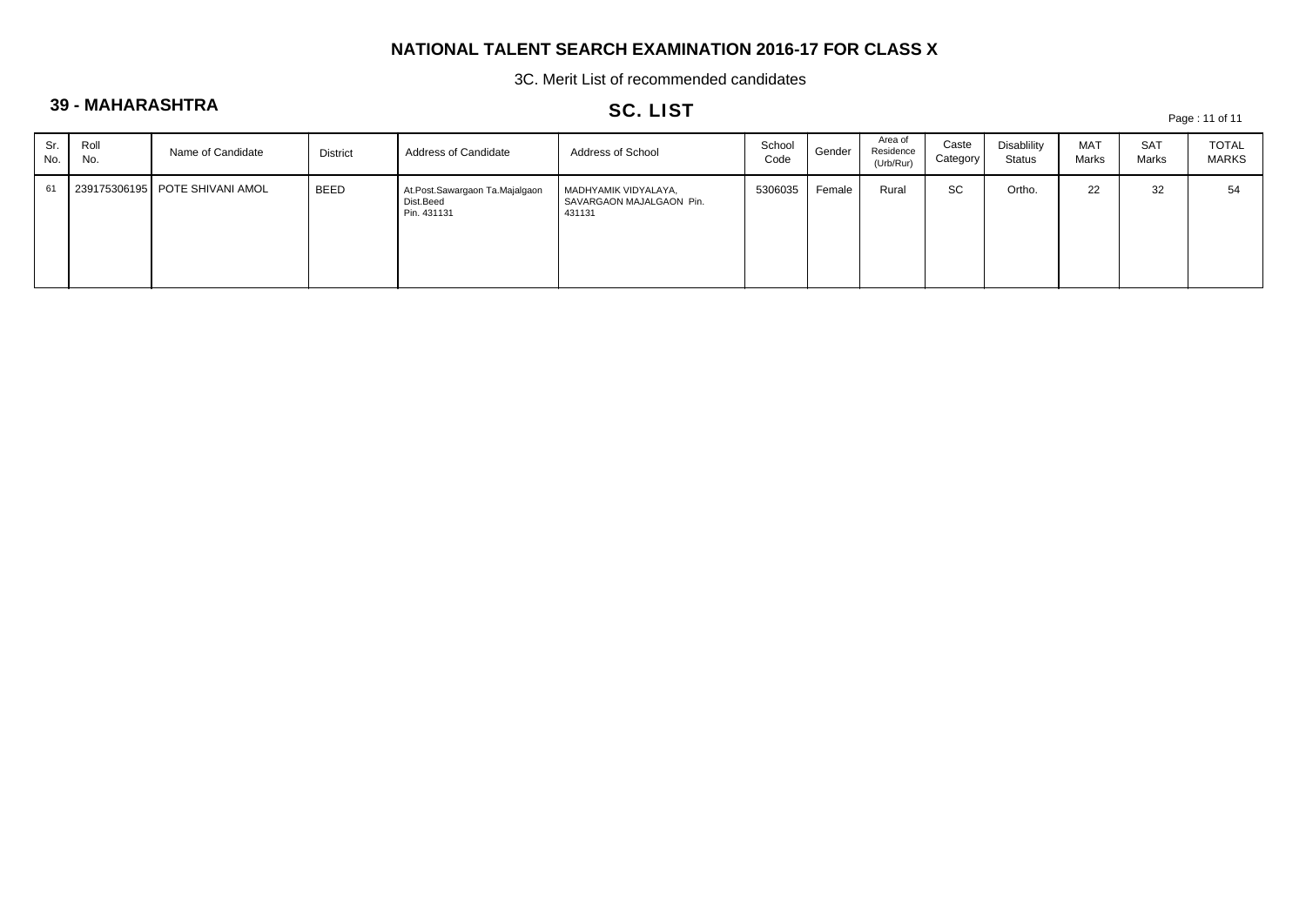# NATIONAL TALENT SEARCH EXAMINATION 2016-17 FOR CLASS X

3C. Merit List of recommended candidates

## 39 - MAHARASHTRA

## SC. LIST

| Sr. No. | Roll No. | Name of Candidate | District | Address of Candidate | Address of School | School Code | Gender | Area of Residence (Urb/Rur) | Caste Category | Disablility Status | MAT Marks | SAT Marks | TOTAL MARKS |
|---|---|---|---|---|---|---|---|---|---|---|---|---|---|
| 61 | 239175306195 | POTE SHIVANI AMOL | BEED | At.Post.Sawargaon Ta.Majalgaon Dist.Beed Pin. 431131 | MADHYAMIK VIDYALAYA, SAVARGAON MAJALGAON Pin. 431131 | 5306035 | Female | Rural | SC | Ortho. | 22 | 32 | 54 |